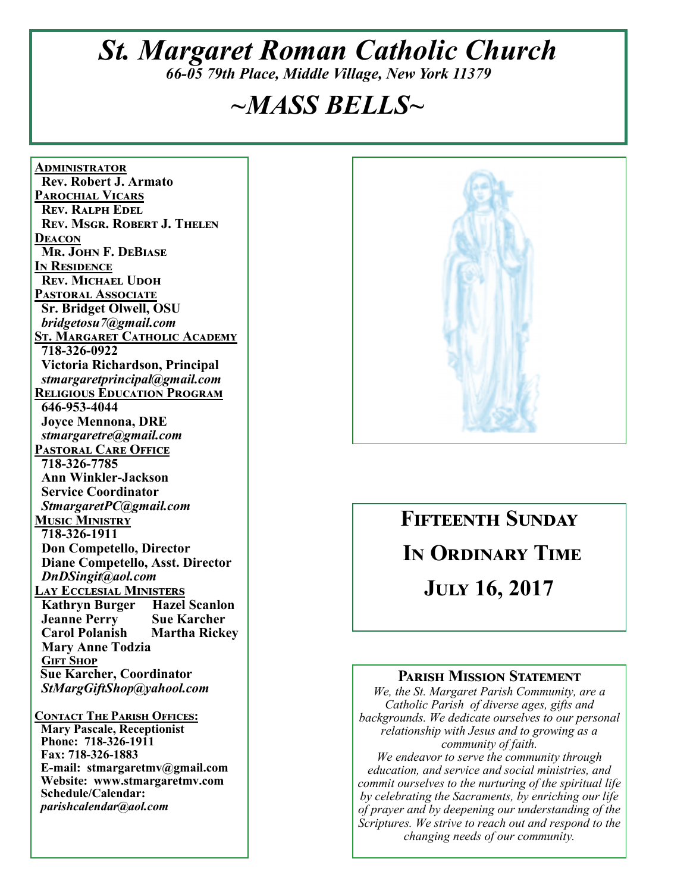# *St. Margaret Roman Catholic Church*

*66-05 79th Place, Middle Village, New York 11379*

# *~MASS BELLS~*

**ADMINISTRATOR**
**Rev. Robert J. Armato**

**PAROCHIAL VICARS**
**Rev. Ralph Edel**
**Rev. Msgr. Robert J. Thelen**

**DEACON**
**Mr. John F. DeBiase**

**IN RESIDENCE**
**Rev. Michael Udoh**

**PASTORAL ASSOCIATE**
**Sr. Bridget Olwell, OSU**
***bridgetosu7@gmail.com***

**ST. MARGARET CATHOLIC ACADEMY**
**718-326-0922**
**Victoria Richardson, Principal**
***stmargaretprincipal@gmail.com***

**RELIGIOUS EDUCATION PROGRAM**
**646-953-4044**
**Joyce Mennona, DRE**
***stmargaretre@gmail.com***

**PASTORAL CARE OFFICE**
**718-326-7785**
**Ann Winkler-Jackson**
**Service Coordinator**
***StmargaretPC@gmail.com***

**MUSIC MINISTRY**
**718-326-1911**
**Don Competello, Director**
**Diane Competello, Asst. Director**
***DnDSingit@aol.com***

**LAY ECCLESIAL MINISTERS**
**Kathryn Burger**
**Hazel Scanlon**
**Jeanne Perry**
**Sue Karcher**
**Carol Polanish**
**Martha Rickey**
**Mary Anne Todzia**

**GIFT SHOP**
**Sue Karcher, Coordinator**
***StMargGiftShop@yahool.com***

**CONTACT THE PARISH OFFICES:**
**Mary Pascale, Receptionist**
**Phone: 718-326-1911**
**Fax: 718-326-1883**
**E-mail: stmargaretmv@gmail.com**
**Website: www.stmargaretmv.com**
**Schedule/Calendar:**
***parishcalendar@aol.com***

## FIFTEENTH SUNDAY IN ORDINARY TIME

## JULY 16, 2017

### PARISH MISSION STATEMENT

*We, the St. Margaret Parish Community, are a Catholic Parish of diverse ages, gifts and backgrounds. We dedicate ourselves to our personal relationship with Jesus and to growing as a community of faith.*

*We endeavor to serve the community through education, and service and social ministries, and commit ourselves to the nurturing of the spiritual life by celebrating the Sacraments, by enriching our life of prayer and by deepening our understanding of the Scriptures. We strive to reach out and respond to the changing needs of our community.*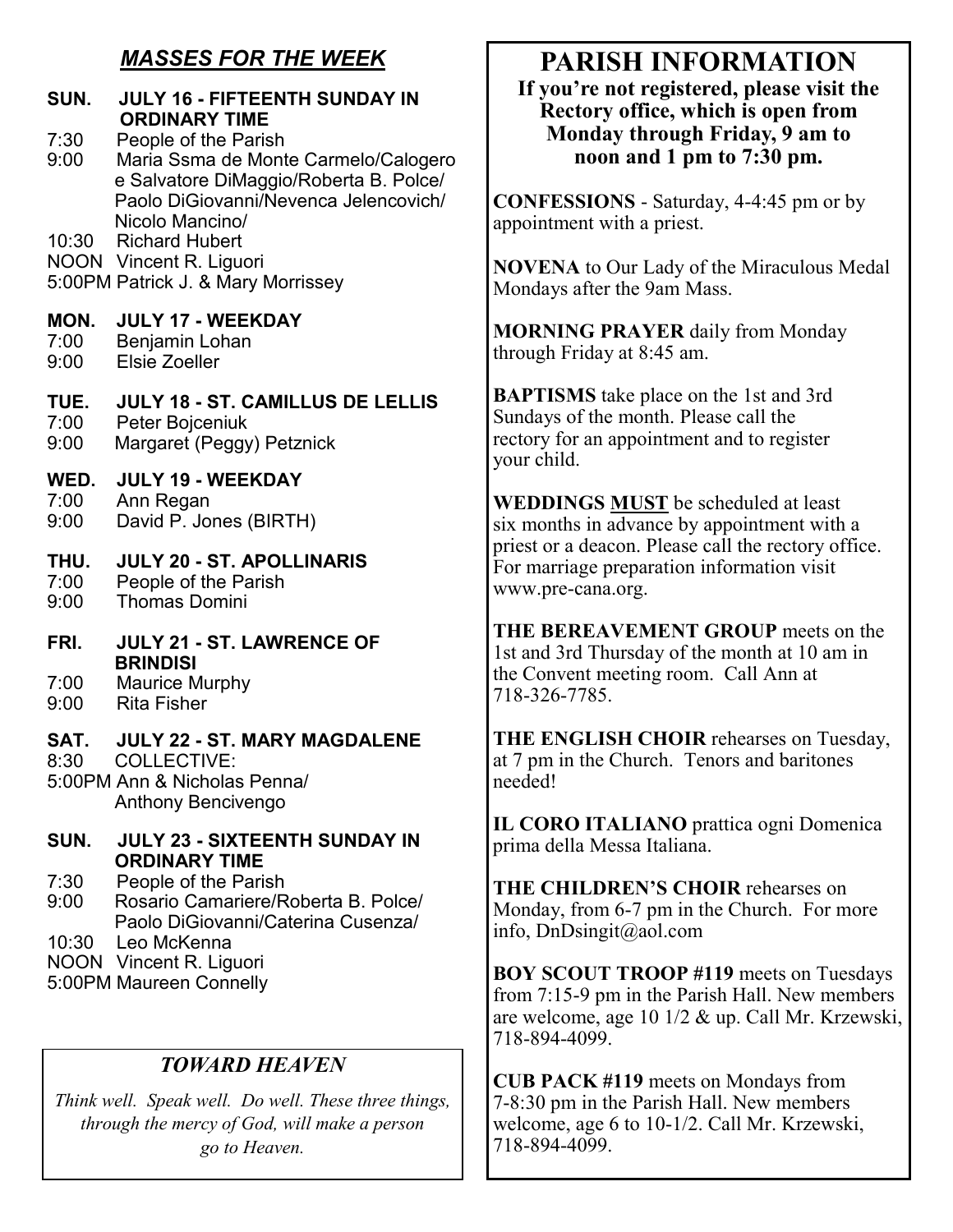## *MASSES FOR THE WEEK*

**SUN. JULY 16 - FIFTEENTH SUNDAY IN ORDINARY TIME**

7:30 People of the Parish
9:00 Maria Ssma de Monte Carmelo/Calogero e Salvatore DiMaggio/Roberta B. Polce/ Paolo DiGiovanni/Nevenca Jelencovich/ Nicolo Mancino/
10:30 Richard Hubert
NOON Vincent R. Liguori
5:00PM Patrick J. & Mary Morrissey

**MON. JULY 17 - WEEKDAY**

7:00 Benjamin Lohan
9:00 Elsie Zoeller

**TUE. JULY 18 - ST. CAMILLUS DE LELLIS**

7:00 Peter Bojceniuk
9:00 Margaret (Peggy) Petznick

**WED. JULY 19 - WEEKDAY**

7:00 Ann Regan
9:00 David P. Jones (BIRTH)

**THU. JULY 20 - ST. APOLLINARIS**

7:00 People of the Parish
9:00 Thomas Domini

**FRI. JULY 21 - ST. LAWRENCE OF BRINDISI**

7:00 Maurice Murphy
9:00 Rita Fisher

**SAT. JULY 22 - ST. MARY MAGDALENE**

8:30 COLLECTIVE:
5:00PM Ann & Nicholas Penna/ Anthony Bencivengo

**SUN. JULY 23 - SIXTEENTH SUNDAY IN ORDINARY TIME**

7:30 People of the Parish
9:00 Rosario Camariere/Roberta B. Polce/ Paolo DiGiovanni/Caterina Cusenza/
10:30 Leo McKenna
NOON Vincent R. Liguori
5:00PM Maureen Connelly

### *TOWARD HEAVEN*

*Think well. Speak well. Do well. These three things, through the mercy of God, will make a person go to Heaven.*

# PARISH INFORMATION

**If you're not registered, please visit the Rectory office, which is open from Monday through Friday, 9 am to noon and 1 pm to 7:30 pm.**

**CONFESSIONS** - Saturday, 4-4:45 pm or by appointment with a priest.

**NOVENA** to Our Lady of the Miraculous Medal Mondays after the 9am Mass.

**MORNING PRAYER** daily from Monday through Friday at 8:45 am.

**BAPTISMS** take place on the 1st and 3rd Sundays of the month. Please call the rectory for an appointment and to register your child.

**WEDDINGS MUST** be scheduled at least six months in advance by appointment with a priest or a deacon. Please call the rectory office. For marriage preparation information visit www.pre-cana.org.

**THE BEREAVEMENT GROUP** meets on the 1st and 3rd Thursday of the month at 10 am in the Convent meeting room. Call Ann at 718-326-7785.

**THE ENGLISH CHOIR** rehearses on Tuesday, at 7 pm in the Church. Tenors and baritones needed!

**IL CORO ITALIANO** prattica ogni Domenica prima della Messa Italiana.

**THE CHILDREN'S CHOIR** rehearses on Monday, from 6-7 pm in the Church. For more info, DnDsingit@aol.com

**BOY SCOUT TROOP #119** meets on Tuesdays from 7:15-9 pm in the Parish Hall. New members are welcome, age 10 1/2 & up. Call Mr. Krzewski, 718-894-4099.

**CUB PACK #119** meets on Mondays from 7-8:30 pm in the Parish Hall. New members welcome, age 6 to 10-1/2. Call Mr. Krzewski, 718-894-4099.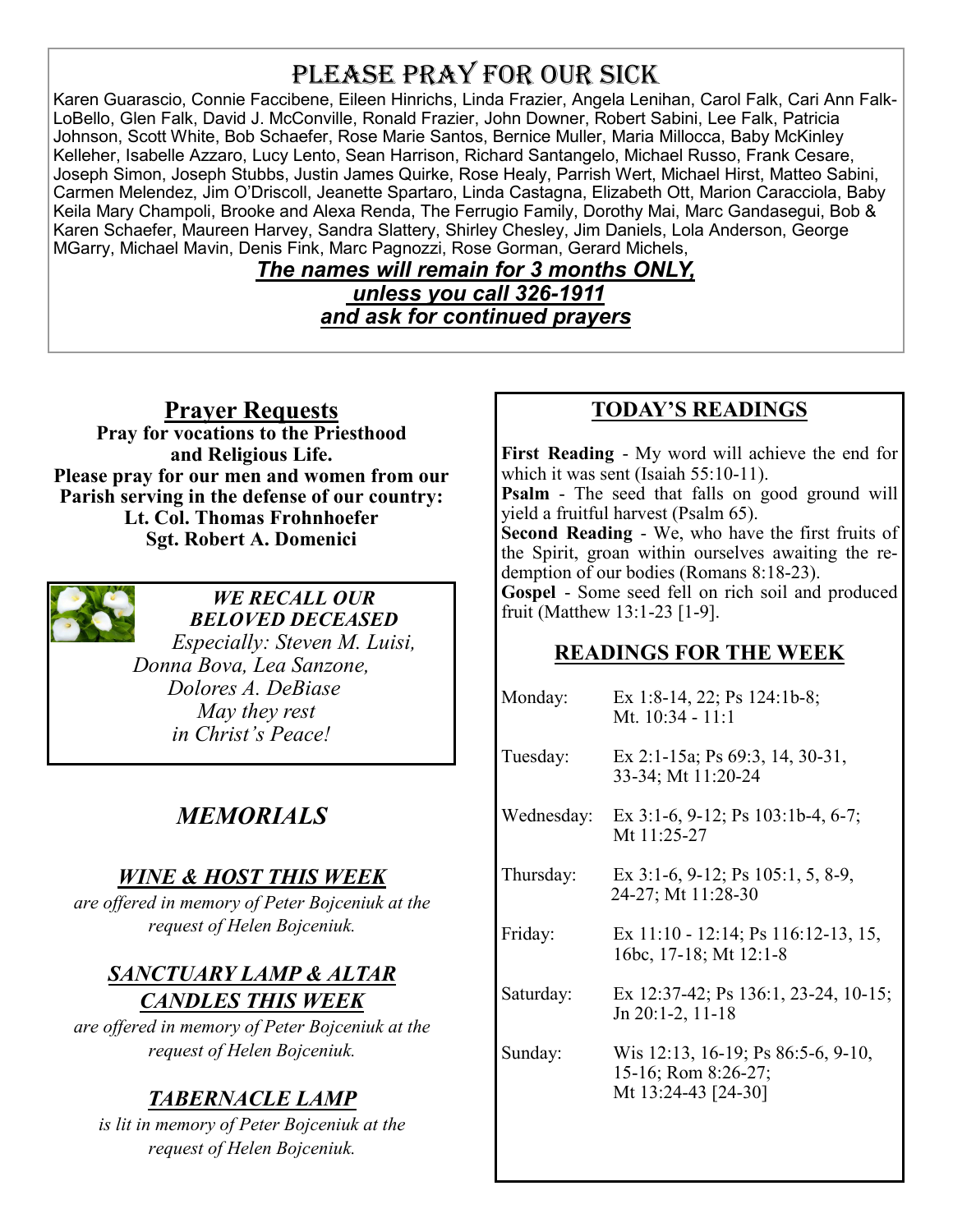# PLEASE PRAY FOR OUR SICK

Karen Guarascio, Connie Faccibene, Eileen Hinrichs, Linda Frazier, Angela Lenihan, Carol Falk, Cari Ann Falk-LoBello, Glen Falk, David J. McConville, Ronald Frazier, John Downer, Robert Sabini, Lee Falk, Patricia Johnson, Scott White, Bob Schaefer, Rose Marie Santos, Bernice Muller, Maria Millocca, Baby McKinley Kelleher, Isabelle Azzaro, Lucy Lento, Sean Harrison, Richard Santangelo, Michael Russo, Frank Cesare, Joseph Simon, Joseph Stubbs, Justin James Quirke, Rose Healy, Parrish Wert, Michael Hirst, Matteo Sabini, Carmen Melendez, Jim O'Driscoll, Jeanette Spartaro, Linda Castagna, Elizabeth Ott, Marion Caracciola, Baby Keila Mary Champoli, Brooke and Alexa Renda, The Ferrugio Family, Dorothy Mai, Marc Gandasegui, Bob & Karen Schaefer, Maureen Harvey, Sandra Slattery, Shirley Chesley, Jim Daniels, Lola Anderson, George MGarry, Michael Mavin, Denis Fink, Marc Pagnozzi, Rose Gorman, Gerard Michels,

***The names will remain for 3 months ONLY, unless you call 326-1911 and ask for continued prayers***

## Prayer Requests

**Pray for vocations to the Priesthood and Religious Life.**
**Please pray for our men and women from our Parish serving in the defense of our country:**
**Lt. Col. Thomas Frohnhoefer**
**Sgt. Robert A. Domenici**

***WE RECALL OUR BELOVED DECEASED***

*Especially: Steven M. Luisi, Donna Bova, Lea Sanzone, Dolores A. DeBiase*
*May they rest in Christ's Peace!*

## *MEMORIALS*

### *WINE & HOST THIS WEEK*

*are offered in memory of Peter Bojceniuk at the request of Helen Bojceniuk.*

### *SANCTUARY LAMP & ALTAR CANDLES THIS WEEK*

*are offered in memory of Peter Bojceniuk at the request of Helen Bojceniuk.*

### *TABERNACLE LAMP*

*is lit in memory of Peter Bojceniuk at the request of Helen Bojceniuk.*

## TODAY'S READINGS

**First Reading** - My word will achieve the end for which it was sent (Isaiah 55:10-11).
**Psalm** - The seed that falls on good ground will yield a fruitful harvest (Psalm 65).
**Second Reading** - We, who have the first fruits of the Spirit, groan within ourselves awaiting the redemption of our bodies (Romans 8:18-23).
**Gospel** - Some seed fell on rich soil and produced fruit (Matthew 13:1-23 [1-9].

## READINGS FOR THE WEEK

| | |
|---|---|
| Monday: | Ex 1:8-14, 22; Ps 124:1b-8; Mt. 10:34 - 11:1 |
| Tuesday: | Ex 2:1-15a; Ps 69:3, 14, 30-31, 33-34; Mt 11:20-24 |
| Wednesday: | Ex 3:1-6, 9-12; Ps 103:1b-4, 6-7; Mt 11:25-27 |
| Thursday: | Ex 3:1-6, 9-12; Ps 105:1, 5, 8-9, 24-27; Mt 11:28-30 |
| Friday: | Ex 11:10 - 12:14; Ps 116:12-13, 15, 16bc, 17-18; Mt 12:1-8 |
| Saturday: | Ex 12:37-42; Ps 136:1, 23-24, 10-15; Jn 20:1-2, 11-18 |
| Sunday: | Wis 12:13, 16-19; Ps 86:5-6, 9-10, 15-16; Rom 8:26-27; Mt 13:24-43 [24-30] |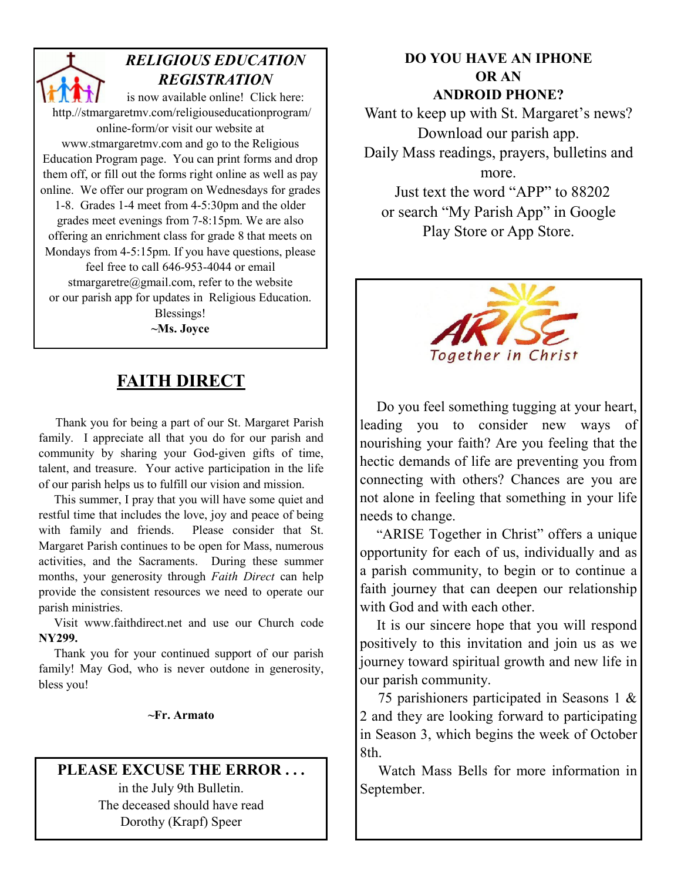## *RELIGIOUS EDUCATION REGISTRATION*

is now available online! Click here: http.//stmargaretmv.com/religiouseducationprogram/online-form/or visit our website at www.stmargaretmv.com and go to the Religious Education Program page. You can print forms and drop them off, or fill out the forms right online as well as pay online. We offer our program on Wednesdays for grades 1-8. Grades 1-4 meet from 4-5:30pm and the older grades meet evenings from 7-8:15pm. We are also offering an enrichment class for grade 8 that meets on Mondays from 4-5:15pm. If you have questions, please feel free to call 646-953-4044 or email stmargaretre@gmail.com, refer to the website or our parish app for updates in Religious Education.

Blessings!

**~Ms. Joyce**

## FAITH DIRECT

Thank you for being a part of our St. Margaret Parish family. I appreciate all that you do for our parish and community by sharing your God-given gifts of time, talent, and treasure. Your active participation in the life of our parish helps us to fulfill our vision and mission.

This summer, I pray that you will have some quiet and restful time that includes the love, joy and peace of being with family and friends. Please consider that St. Margaret Parish continues to be open for Mass, numerous activities, and the Sacraments. During these summer months, your generosity through *Faith Direct* can help provide the consistent resources we need to operate our parish ministries.

Visit www.faithdirect.net and use our Church code **NY299.**

Thank you for your continued support of our parish family! May God, who is never outdone in generosity, bless you!

**~Fr. Armato**

## PLEASE EXCUSE THE ERROR . . .

in the July 9th Bulletin.
The deceased should have read
Dorothy (Krapf) Speer

## DO YOU HAVE AN IPHONE OR AN ANDROID PHONE?

Want to keep up with St. Margaret's news?
Download our parish app.
Daily Mass readings, prayers, bulletins and more.
Just text the word "APP" to 88202
or search "My Parish App" in Google Play Store or App Store.

## ARISE
Together in Christ

Do you feel something tugging at your heart, leading you to consider new ways of nourishing your faith? Are you feeling that the hectic demands of life are preventing you from connecting with others? Chances are you are not alone in feeling that something in your life needs to change.

"ARISE Together in Christ" offers a unique opportunity for each of us, individually and as a parish community, to begin or to continue a faith journey that can deepen our relationship with God and with each other.

It is our sincere hope that you will respond positively to this invitation and join us as we journey toward spiritual growth and new life in our parish community.

75 parishioners participated in Seasons 1 & 2 and they are looking forward to participating in Season 3, which begins the week of October 8th.

Watch Mass Bells for more information in September.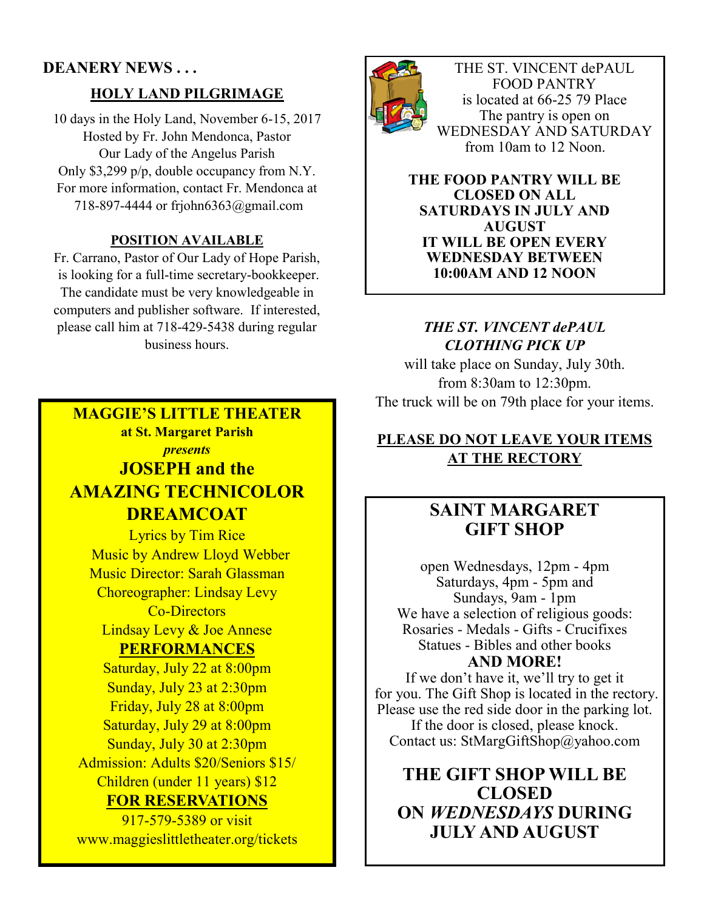## DEANERY NEWS . . .

### HOLY LAND PILGRIMAGE

10 days in the Holy Land, November 6-15, 2017
Hosted by Fr. John Mendonca, Pastor
Our Lady of the Angelus Parish
Only $3,299 p/p, double occupancy from N.Y.
For more information, contact Fr. Mendonca at
718-897-4444 or frjohn6363@gmail.com

### POSITION AVAILABLE

Fr. Carrano, Pastor of Our Lady of Hope Parish, is looking for a full-time secretary-bookkeeper. The candidate must be very knowledgeable in computers and publisher software. If interested, please call him at 718-429-5438 during regular business hours.

**MAGGIE'S LITTLE THEATER**
**at St. Margaret Parish**
***presents***

## JOSEPH and the AMAZING TECHNICOLOR DREAMCOAT

Lyrics by Tim Rice
Music by Andrew Lloyd Webber
Music Director: Sarah Glassman
Choreographer: Lindsay Levy
Co-Directors
Lindsay Levy & Joe Annese

**PERFORMANCES**

Saturday, July 22 at 8:00pm
Sunday, July 23 at 2:30pm
Friday, July 28 at 8:00pm
Saturday, July 29 at 8:00pm
Sunday, July 30 at 2:30pm

Admission: Adults $20/Seniors $15/
Children (under 11 years) $12

**FOR RESERVATIONS**

917-579-5389 or visit
www.maggieslittletheater.org/tickets

THE ST. VINCENT dePAUL FOOD PANTRY
is located at 66-25 79 Place
The pantry is open on
WEDNESDAY AND SATURDAY
from 10am to 12 Noon.

**THE FOOD PANTRY WILL BE CLOSED ON ALL SATURDAYS IN JULY AND AUGUST**
**IT WILL BE OPEN EVERY WEDNESDAY BETWEEN 10:00AM AND 12 NOON**

***THE ST. VINCENT dePAUL CLOTHING PICK UP***

will take place on Sunday, July 30th.
from 8:30am to 12:30pm.
The truck will be on 79th place for your items.

**PLEASE DO NOT LEAVE YOUR ITEMS AT THE RECTORY**

## SAINT MARGARET GIFT SHOP

open Wednesdays, 12pm - 4pm
Saturdays, 4pm - 5pm and
Sundays, 9am - 1pm
We have a selection of religious goods:
Rosaries - Medals - Gifts - Crucifixes
Statues - Bibles and other books

**AND MORE!**

If we don't have it, we'll try to get it for you. The Gift Shop is located in the rectory. Please use the red side door in the parking lot. If the door is closed, please knock.
Contact us: StMargGiftShop@yahoo.com

**THE GIFT SHOP WILL BE CLOSED ON *WEDNESDAYS* DURING JULY AND AUGUST**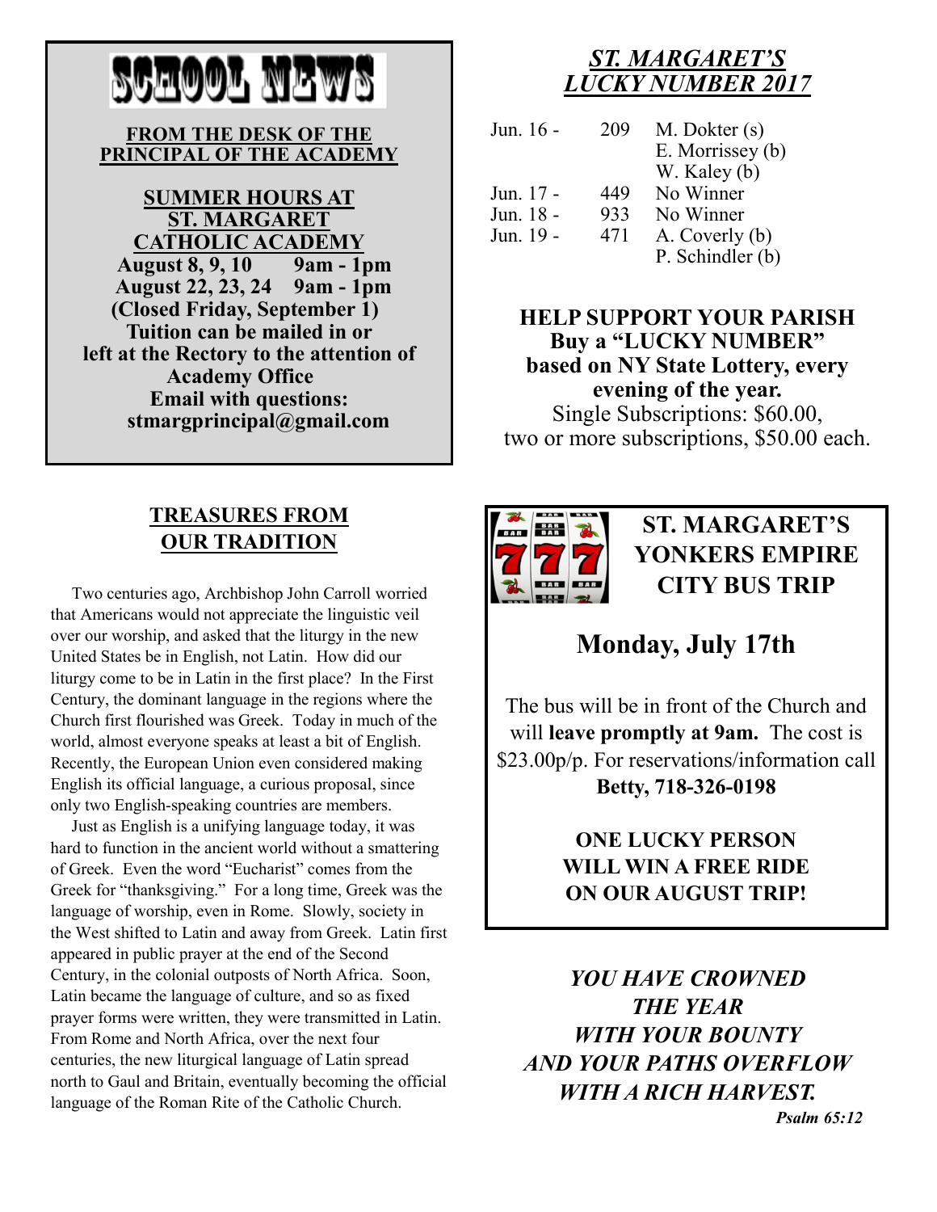# SCHOOL NEWS

**FROM THE DESK OF THE PRINCIPAL OF THE ACADEMY**

**SUMMER HOURS AT ST. MARGARET CATHOLIC ACADEMY**

**August 8, 9, 10 9am - 1pm**
**August 22, 23, 24 9am - 1pm**
**(Closed Friday, September 1)**
**Tuition can be mailed in or left at the Rectory to the attention of Academy Office**
**Email with questions: stmargprincipal@gmail.com**

## TREASURES FROM OUR TRADITION

Two centuries ago, Archbishop John Carroll worried that Americans would not appreciate the linguistic veil over our worship, and asked that the liturgy in the new United States be in English, not Latin. How did our liturgy come to be in Latin in the first place? In the First Century, the dominant language in the regions where the Church first flourished was Greek. Today in much of the world, almost everyone speaks at least a bit of English. Recently, the European Union even considered making English its official language, a curious proposal, since only two English-speaking countries are members.

Just as English is a unifying language today, it was hard to function in the ancient world without a smattering of Greek. Even the word "Eucharist" comes from the Greek for "thanksgiving." For a long time, Greek was the language of worship, even in Rome. Slowly, society in the West shifted to Latin and away from Greek. Latin first appeared in public prayer at the end of the Second Century, in the colonial outposts of North Africa. Soon, Latin became the language of culture, and so as fixed prayer forms were written, they were transmitted in Latin. From Rome and North Africa, over the next four centuries, the new liturgical language of Latin spread north to Gaul and Britain, eventually becoming the official language of the Roman Rite of the Catholic Church.

## *ST. MARGARET'S LUCKY NUMBER 2017*

| | | |
|---|---|---|
| Jun. 16 - | 209 | M. Dokter (s)<br>E. Morrissey (b)<br>W. Kaley (b) |
| Jun. 17 - | 449 | No Winner |
| Jun. 18 - | 933 | No Winner |
| Jun. 19 - | 471 | A. Coverly (b)<br>P. Schindler (b) |

**HELP SUPPORT YOUR PARISH**
**Buy a "LUCKY NUMBER" based on NY State Lottery, every evening of the year.**
Single Subscriptions: $60.00,
two or more subscriptions, $50.00 each.

## ST. MARGARET'S YONKERS EMPIRE CITY BUS TRIP

### Monday, July 17th

The bus will be in front of the Church and will **leave promptly at 9am.** The cost is $23.00p/p. For reservations/information call **Betty, 718-326-0198**

**ONE LUCKY PERSON WILL WIN A FREE RIDE ON OUR AUGUST TRIP!**

***YOU HAVE CROWNED THE YEAR WITH YOUR BOUNTY AND YOUR PATHS OVERFLOW WITH A RICH HARVEST.***

***Psalm 65:12***